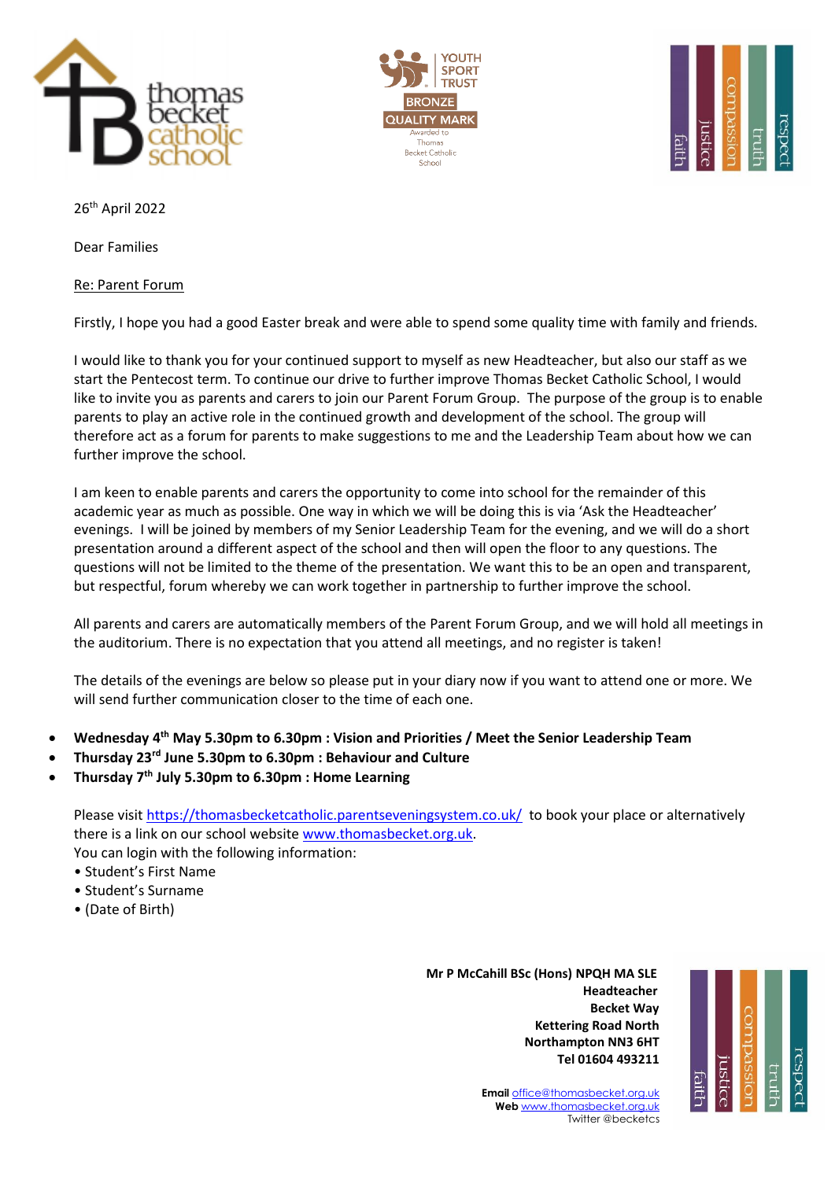26th April 2022

Dear Families

Re: Parent Forum

Firstly, I hope you had a good Easter break and were able to spend some quality time with family and friends.

I would like to thank you for your continued support to myself as new Headteacher, but also our staff as we start the Pentecost term. To continue our drive to further improve Thomas Becket Catholic School, I would like to invite you as parents and carers to join our Parent Forum Group. The purpose of the group is to enable parents to play an active role in the continued growth and development of the school. The group will therefore act as a forum for parents to make suggestions to me and the Leadership Team about how we can further improve the school.

I am keen to enable parents and carers the opportunity to come into school for the remainder of this academic year as much as possible. One way in which we will be doing this is via 'Ask the Headteacher' evenings. I will be joined by members of my Senior Leadership Team for the evening, and we will do a short presentation around a different aspect of the school and then will open the floor to any questions. The questions will not be limited to the theme of the presentation. We want this to be an open and transparent, but respectful, forum whereby we can work together in partnership to further improve the school.

All parents and carers are automatically members of the Parent Forum Group, and we will hold all meetings in the auditorium. There is no expectation that you attend all meetings, and no register is taken!

The details of the evenings are below so please put in your diary now if you want to attend one or more. We will send further communication closer to the time of each one.

- **Wednesday 4th May 5.30pm to 6.30pm : Vision and Priorities / Meet the Senior Leadership Team**
- **Thursday 23rd June 5.30pm to 6.30pm : Behaviour and Culture**
- **Thursday 7th July 5.30pm to 6.30pm : Home Learning**

Please visit https://thomasbecketcatholic.parentseveningsystem.co.uk/ to book your place or alternatively there is a link on our school website www.thomasbecket.org.uk.
You can login with the following information:
• Student's First Name
• Student's Surname
• (Date of Birth)

**Mr P McCahill BSc (Hons) NPQH MA SLE**
**Headteacher**
**Becket Way**
**Kettering Road North**
**Northampton NN3 6HT**
**Tel 01604 493211**

**Email** office@thomasbecket.org.uk
**Web** www.thomasbecket.org.uk
Twitter @becketcs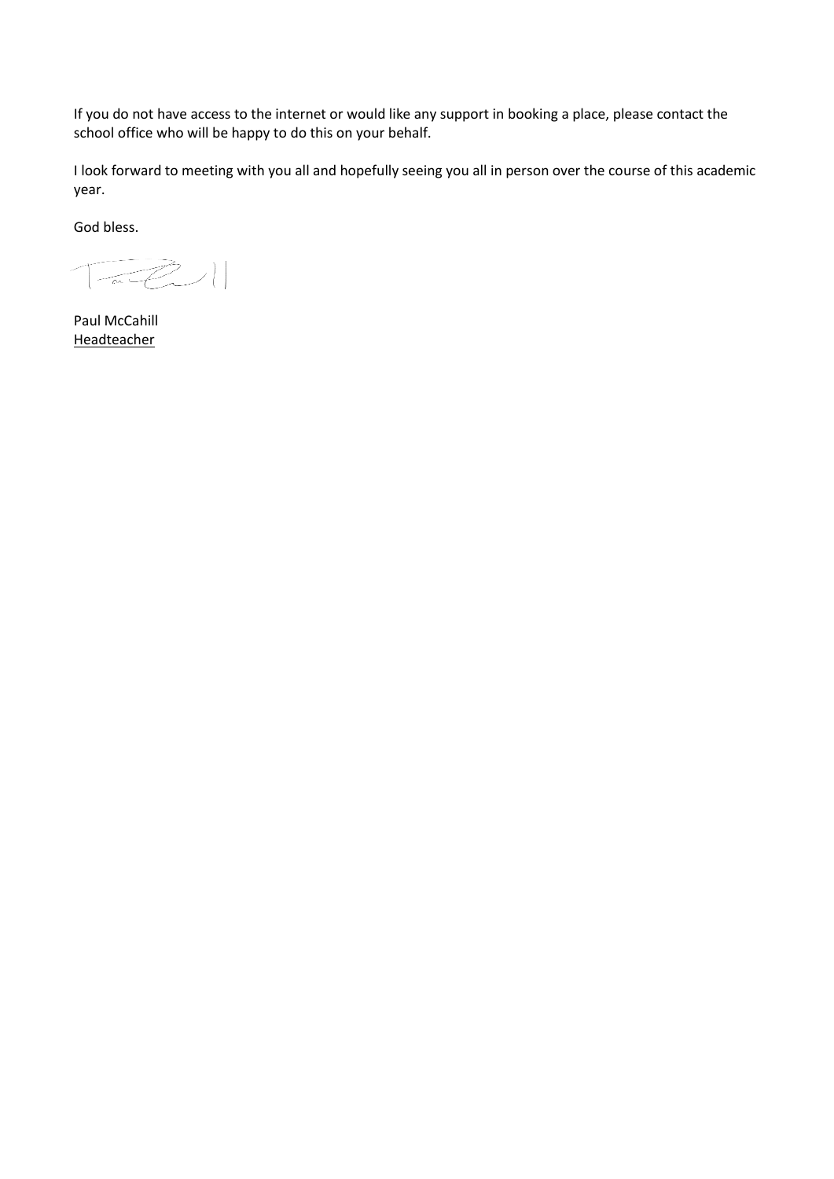If you do not have access to the internet or would like any support in booking a place, please contact the school office who will be happy to do this on your behalf.

I look forward to meeting with you all and hopefully seeing you all in person over the course of this academic year.

God bless.

Paul McCahill
Headteacher